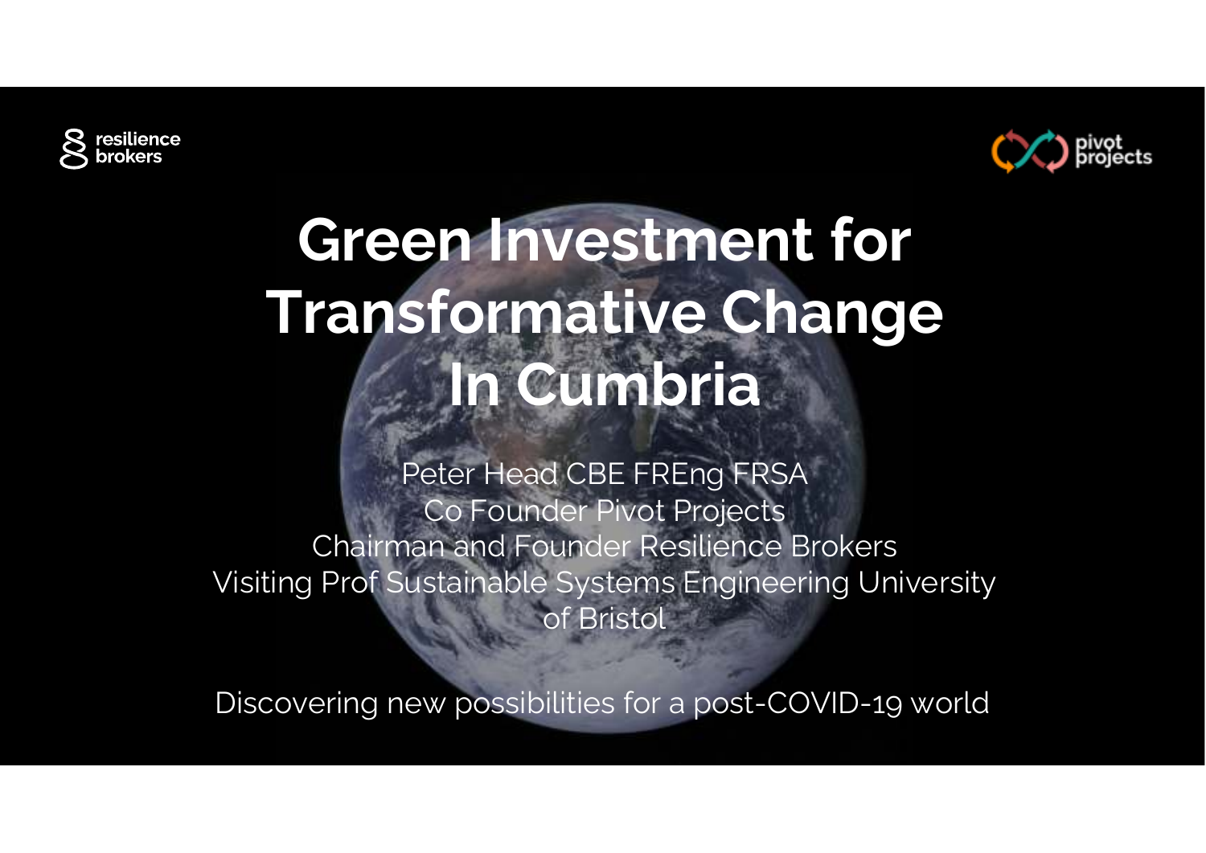resilience brokers

pivot projects

# Green Investment for Transformative Change In Cumbria

Peter Head CBE FREng FRSA
Co Founder Pivot Projects
Chairman and Founder Resilience Brokers
Visiting Prof Sustainable Systems Engineering University of Bristol

Discovering new possibilities for a post-COVID-19 world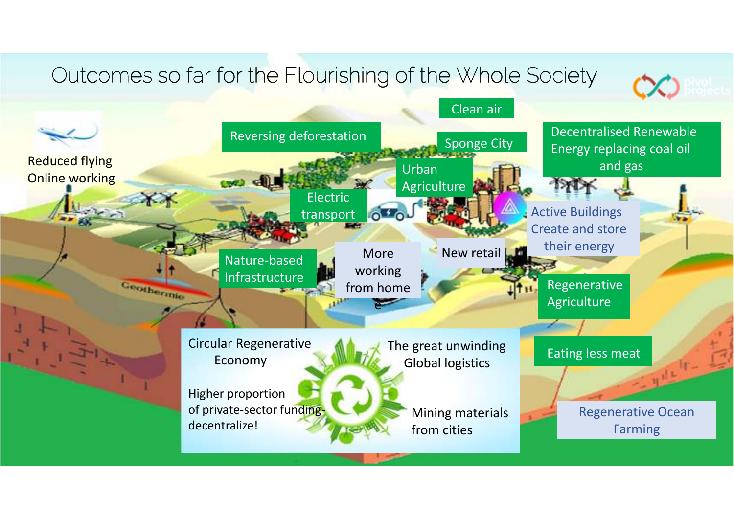# Outcomes so far for the Flourishing of the Whole Society

Reduced flying
Online working

Reversing deforestation

Clean air

Sponge City

Urban Agriculture

Decentralised Renewable Energy replacing coal oil and gas

Electric transport

Active Buildings Create and store their energy

Nature-based Infrastructure

More working from home

New retail

Regenerative Agriculture

Geothermie

Circular Regenerative Economy

Higher proportion of private-sector funding-decentralize!

The great unwinding Global logistics

Mining materials from cities

Eating less meat

Regenerative Ocean Farming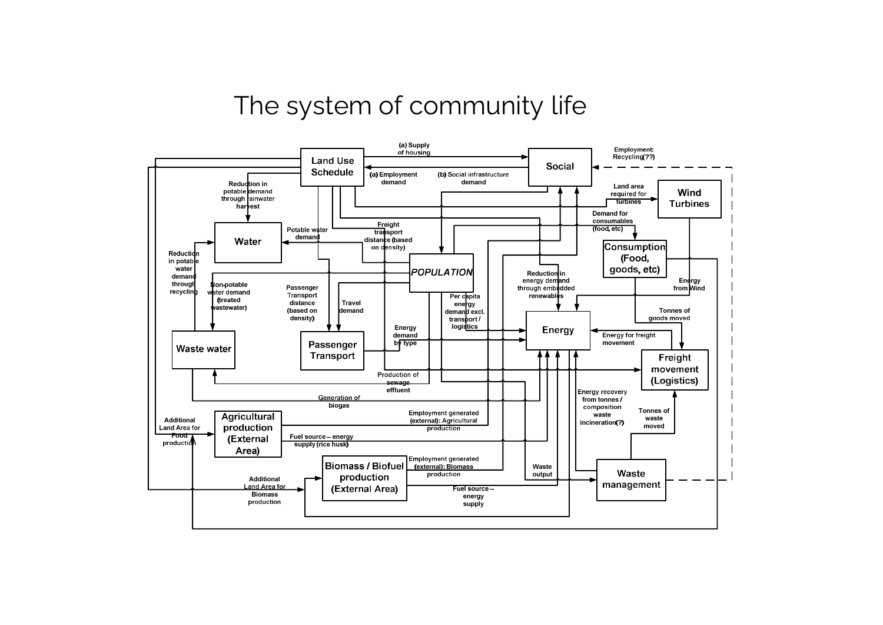# The system of community life

- Land Use Schedule
- Social
- Wind Turbines
- Water
- Consumption (Food, goods, etc)
- *POPULATION*
- Energy
- Waste water
- Passenger Transport
- Freight movement (Logistics)
- Agricultural production (External Area)
- Biomass / Biofuel production (External Area)
- Waste management

(a) Supply of housing

(a) Employment demand

(b) Social infrastructure demand

Employment: Recycling(??)

Land area required for turbines

Demand for consumables (food, etc)

Reduction in potable demand through rainwater harvest

Potable water demand

Freight transport distance (based on density)

Reduction in potable water demand through recycling

Non-potable water demand (treated wastewater)

Passenger Transport distance (based on density)

Travel demand

Reduction in energy demand through embedded renewables

Energy from Wind

Per capita energy demand excl. transport / logistics

Tonnes of goods moved

Energy demand by type

Energy for freight movement

Production of sewage effluent

Generation of biogas

Energy recovery from tonnes / composition waste incineration(?)

Tonnes of waste moved

Additional Land Area for Food production

Employment generated (external): Agricultural production

Fuel source – energy supply (rice husk)

Employment generated (external): Biomass production

Waste output

Additional Land Area for Biomass production

Fuel source – energy supply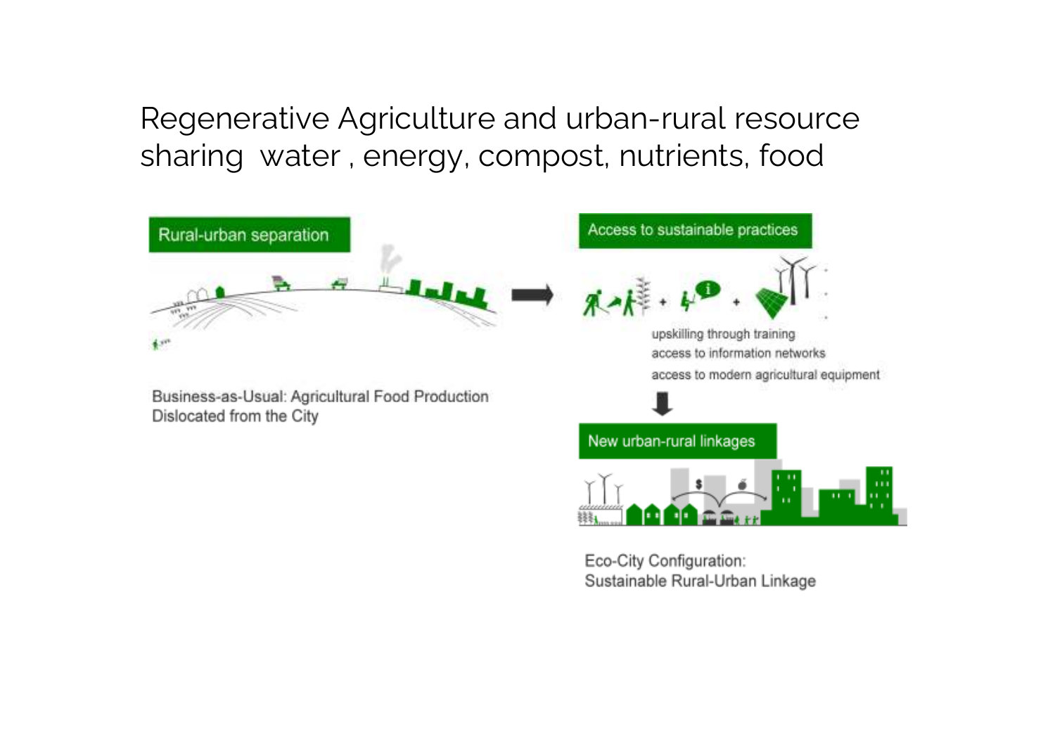# Regenerative Agriculture and urban-rural resource sharing water , energy, compost, nutrients, food

**Rural-urban separation**

Business-as-Usual: Agricultural Food Production Dislocated from the City

**Access to sustainable practices**

upskilling through training
access to information networks
access to modern agricultural equipment

**New urban-rural linkages**

Eco-City Configuration:
Sustainable Rural-Urban Linkage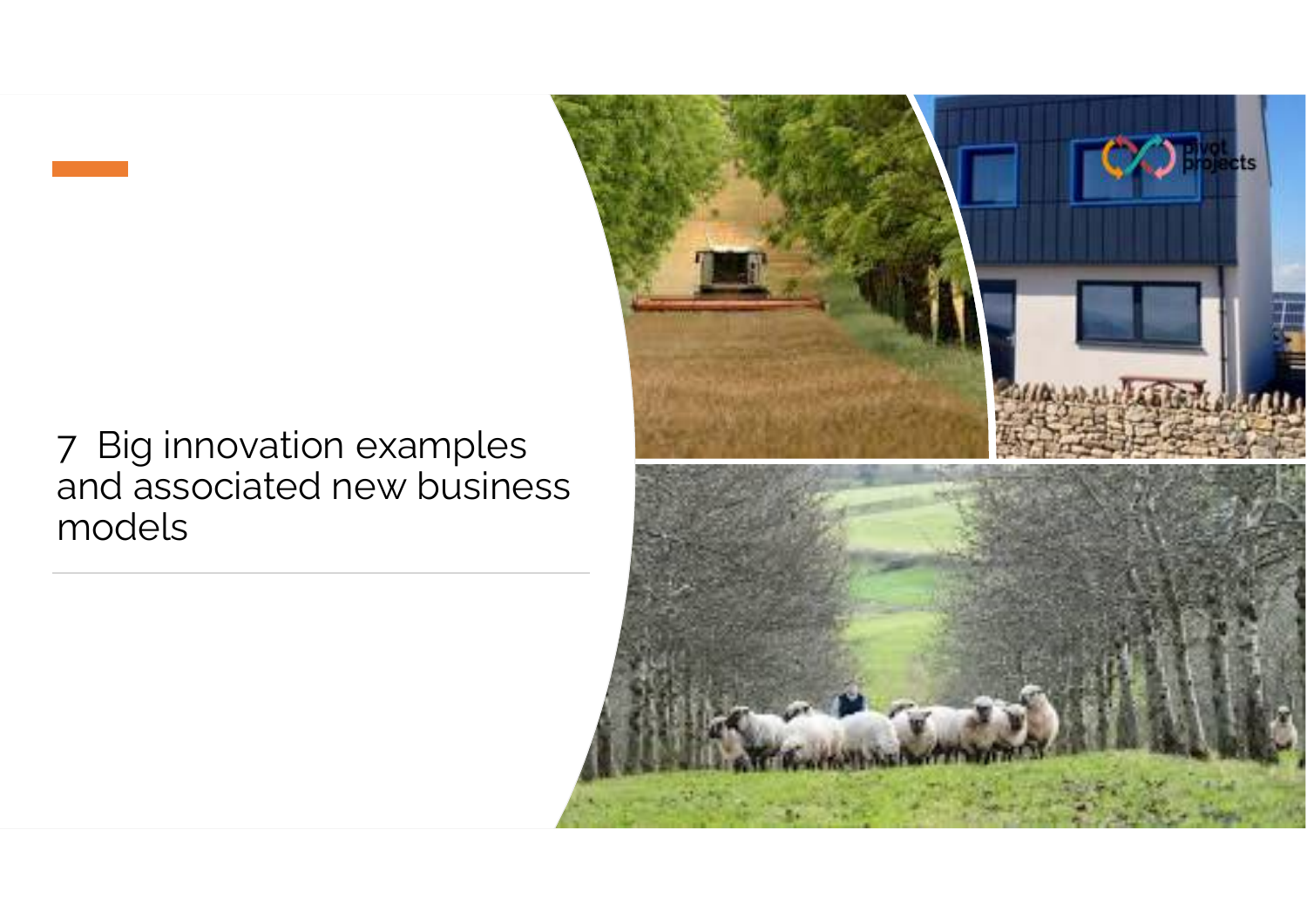# 7 Big innovation examples and associated new business models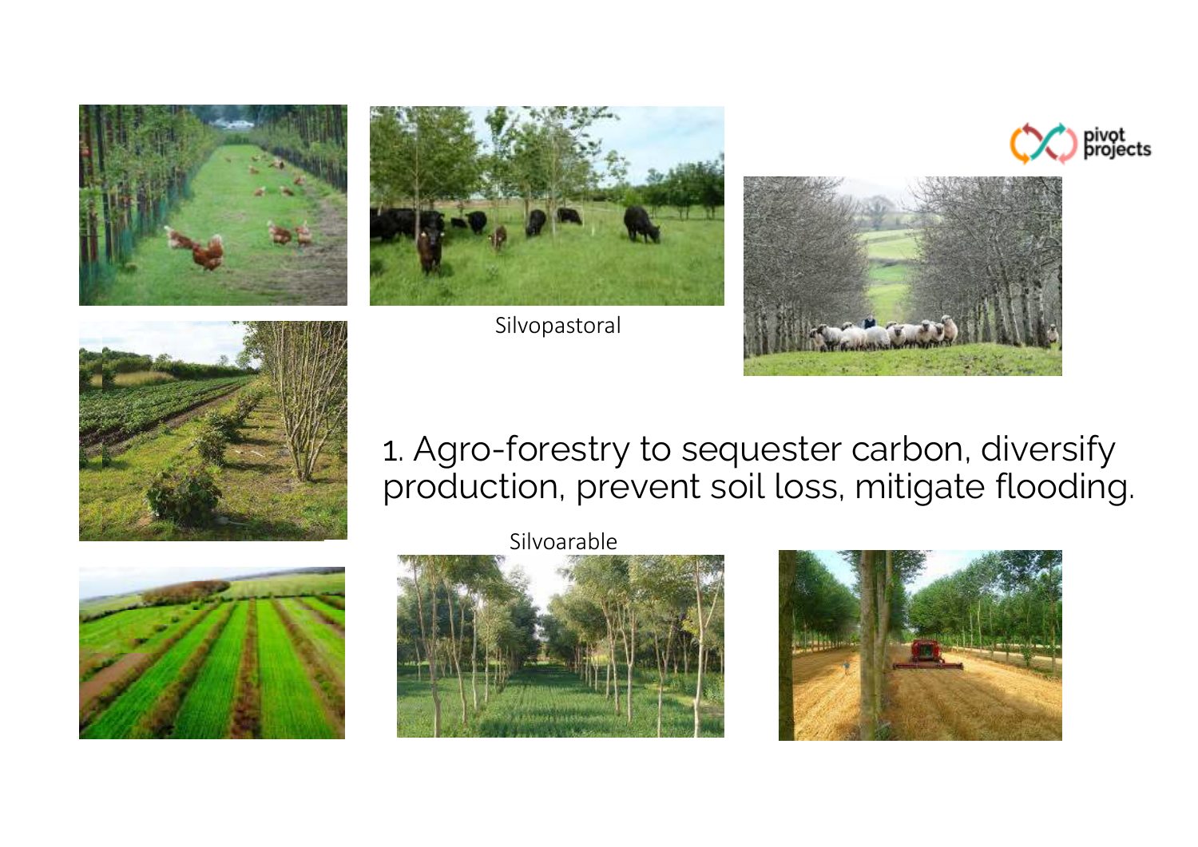Silvopastoral

1. Agro-forestry to sequester carbon, diversify production, prevent soil loss, mitigate flooding.

Silvoarable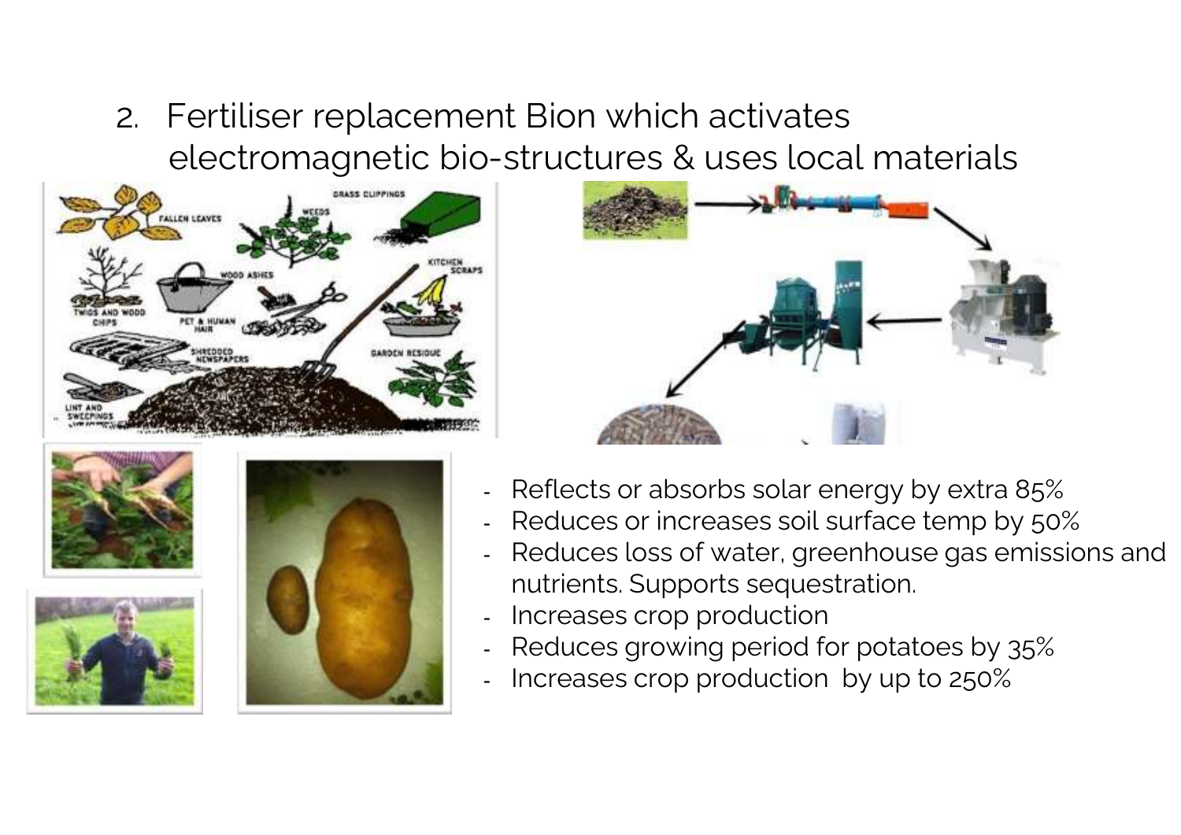2. Fertiliser replacement Bion which activates electromagnetic bio-structures & uses local materials

- Reflects or absorbs solar energy by extra 85%
- Reduces or increases soil surface temp by 50%
- Reduces loss of water, greenhouse gas emissions and nutrients. Supports sequestration.
- Increases crop production
- Reduces growing period for potatoes by 35%
- Increases crop production by up to 250%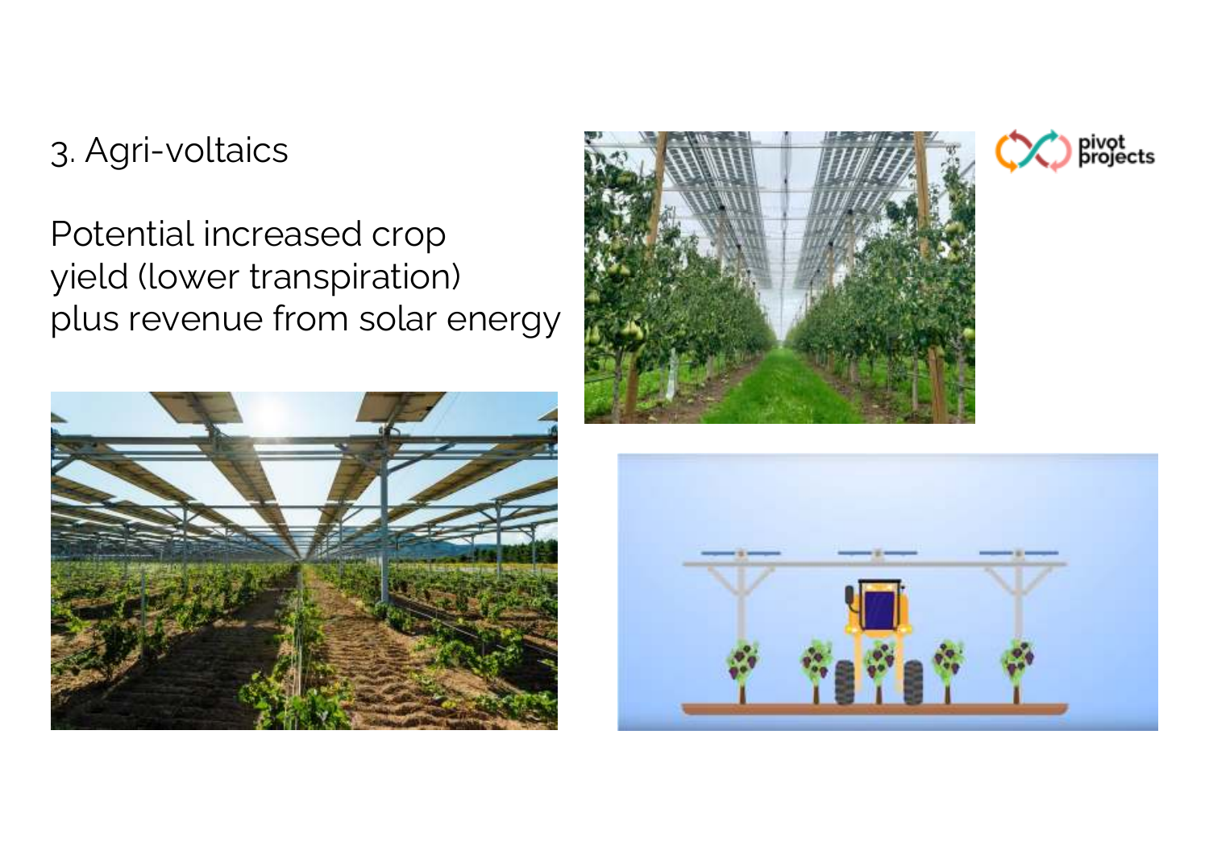# 3. Agri-voltaics

Potential increased crop yield (lower transpiration) plus revenue from solar energy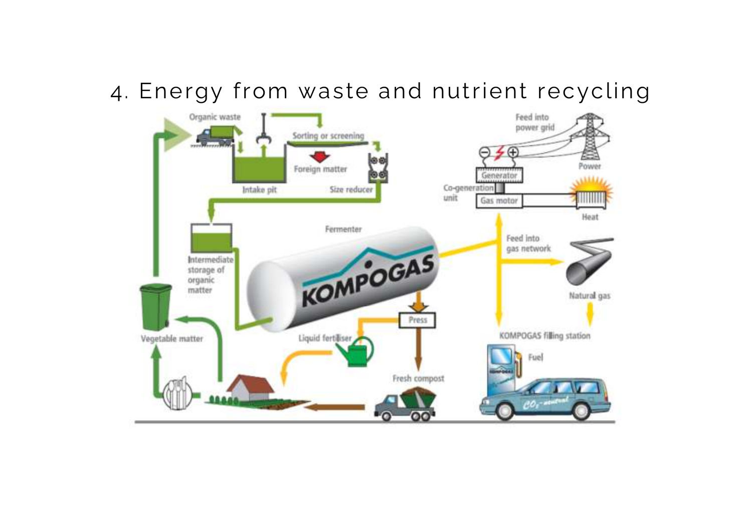# 4. Energy from waste and nutrient recycling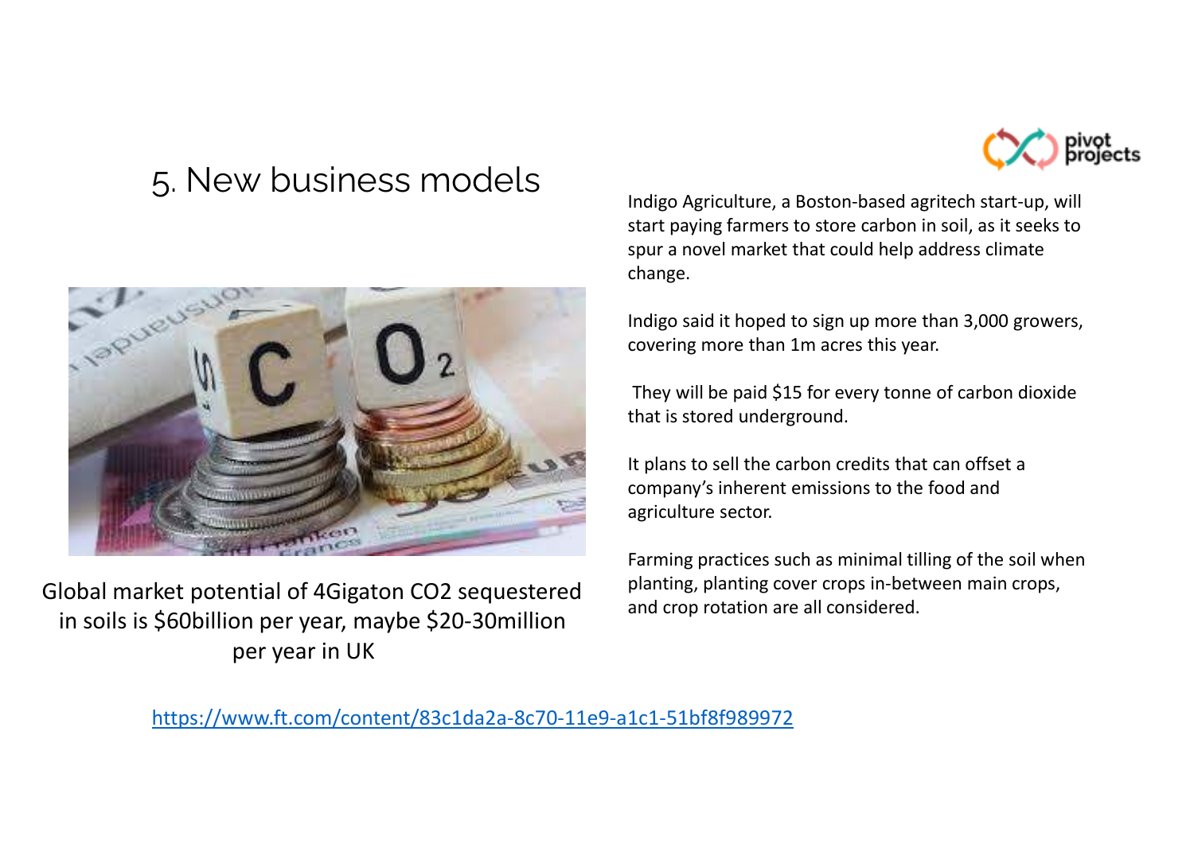# 5. New business models

Global market potential of 4Gigaton $CO_2$ sequestered in soils is \$60billion per year, maybe \$20-30million per year in UK

Indigo Agriculture, a Boston-based agritech start-up, will start paying farmers to store carbon in soil, as it seeks to spur a novel market that could help address climate change.

Indigo said it hoped to sign up more than 3,000 growers, covering more than 1m acres this year.

They will be paid \$15 for every tonne of carbon dioxide that is stored underground.

It plans to sell the carbon credits that can offset a company's inherent emissions to the food and agriculture sector.

Farming practices such as minimal tilling of the soil when planting, planting cover crops in-between main crops, and crop rotation are all considered.

https://www.ft.com/content/83c1da2a-8c70-11e9-a1c1-51bf8f989972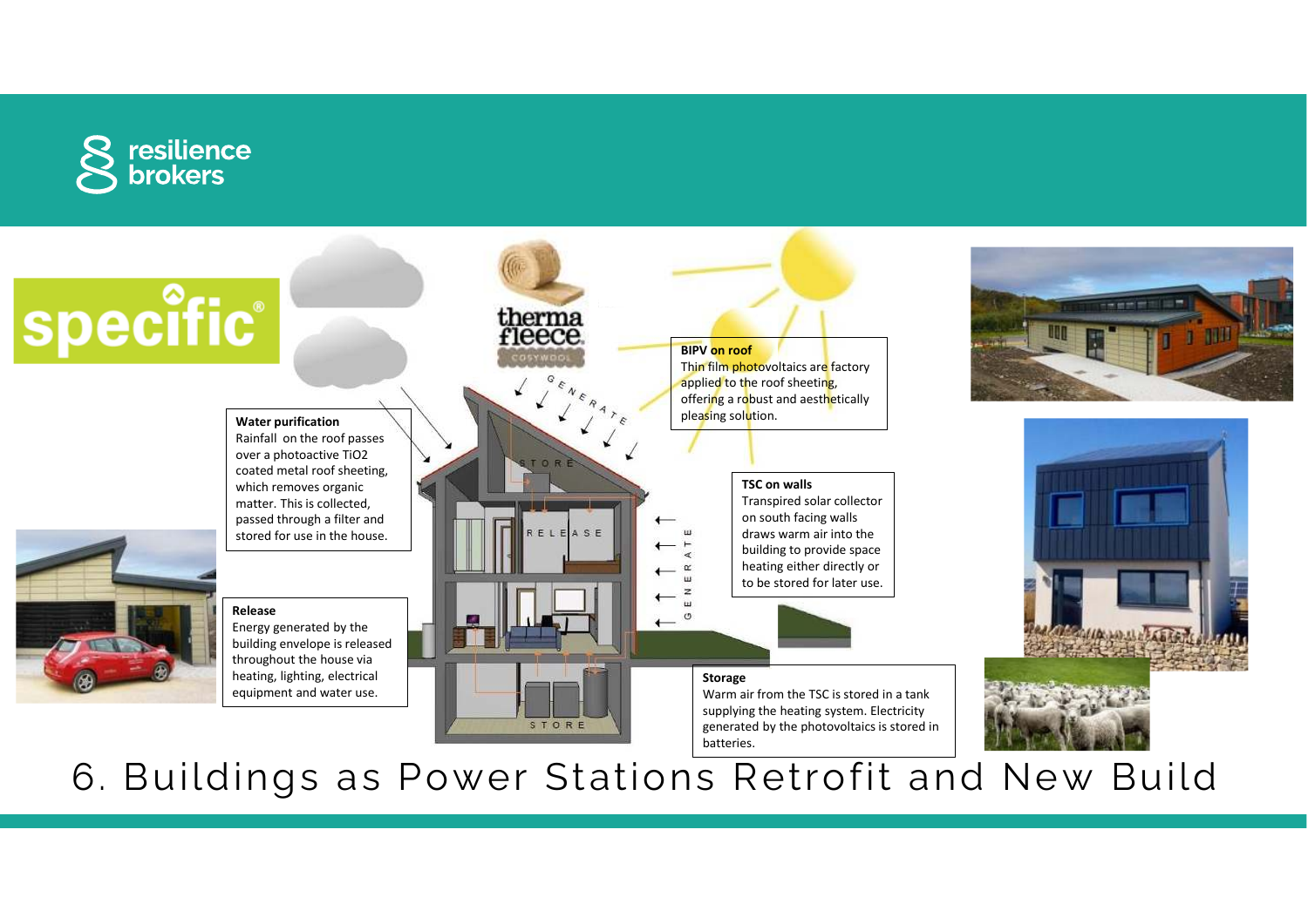# 6. Buildings as Power Stations Retrofit and New Build

**Water purification**
Rainfall on the roof passes over a photoactive $TiO_2$ coated metal roof sheeting, which removes organic matter. This is collected, passed through a filter and stored for use in the house.

**Release**
Energy generated by the building envelope is released throughout the house via heating, lighting, electrical equipment and water use.

**BIPV on roof**
Thin film photovoltaics are factory applied to the roof sheeting, offering a robust and aesthetically pleasing solution.

**TSC on walls**
Transpired solar collector on south facing walls draws warm air into the building to provide space heating either directly or to be stored for later use.

**Storage**
Warm air from the TSC is stored in a tank supplying the heating system. Electricity generated by the photovoltaics is stored in batteries.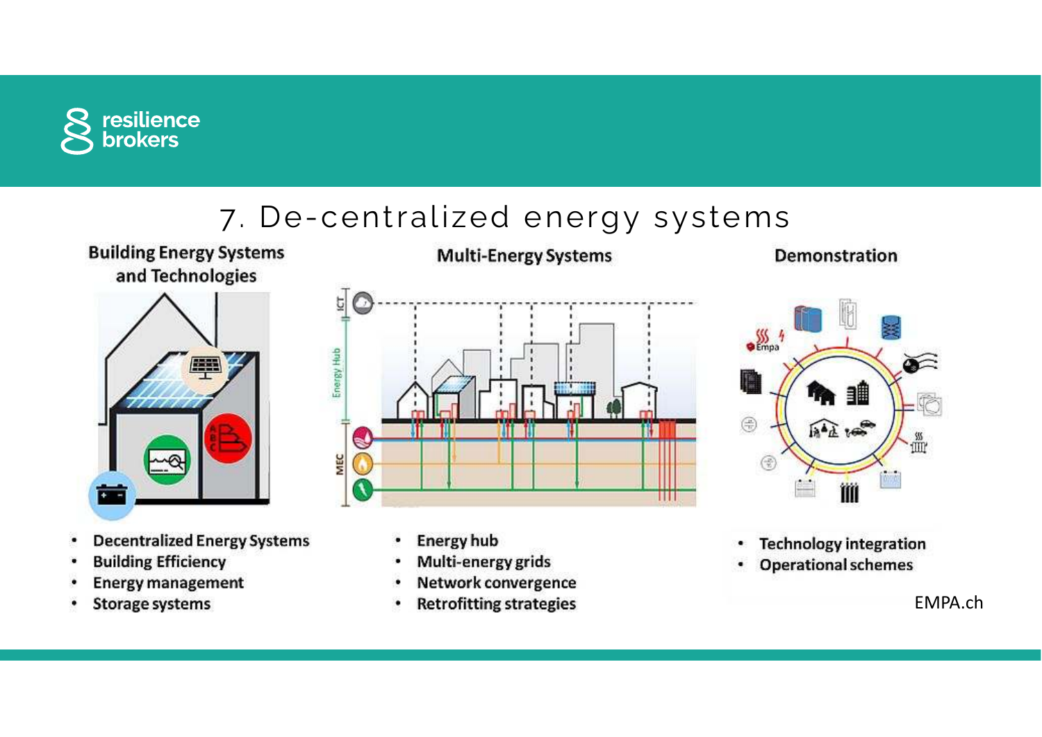# 7. De-centralized energy systems

### Building Energy Systems and Technologies

- Decentralized Energy Systems
- Building Efficiency
- Energy management
- Storage systems

### Multi-Energy Systems

- Energy hub
- Multi-energy grids
- Network convergence
- Retrofitting strategies

### Demonstration

- Technology integration
- Operational schemes

EMPA.ch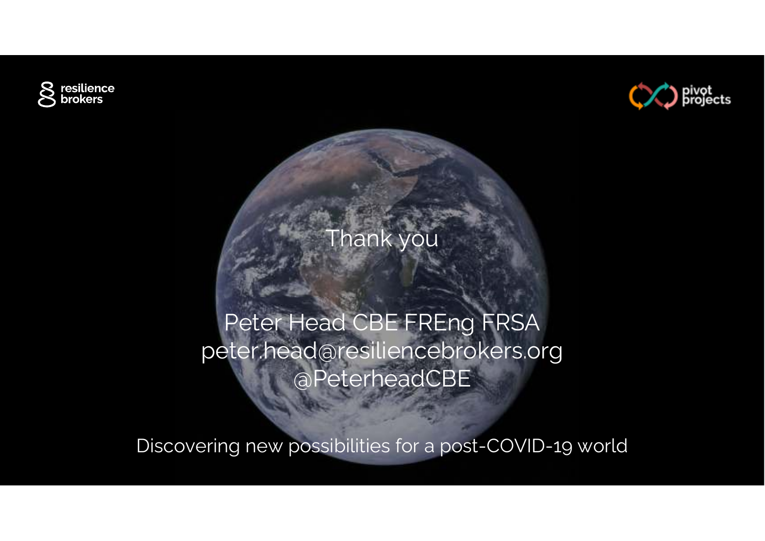resilience brokers

pivot projects

Thank you

Peter Head CBE FREng FRSA
peter.head@resiliencebrokers.org
@PeterheadCBE

Discovering new possibilities for a post-COVID-19 world